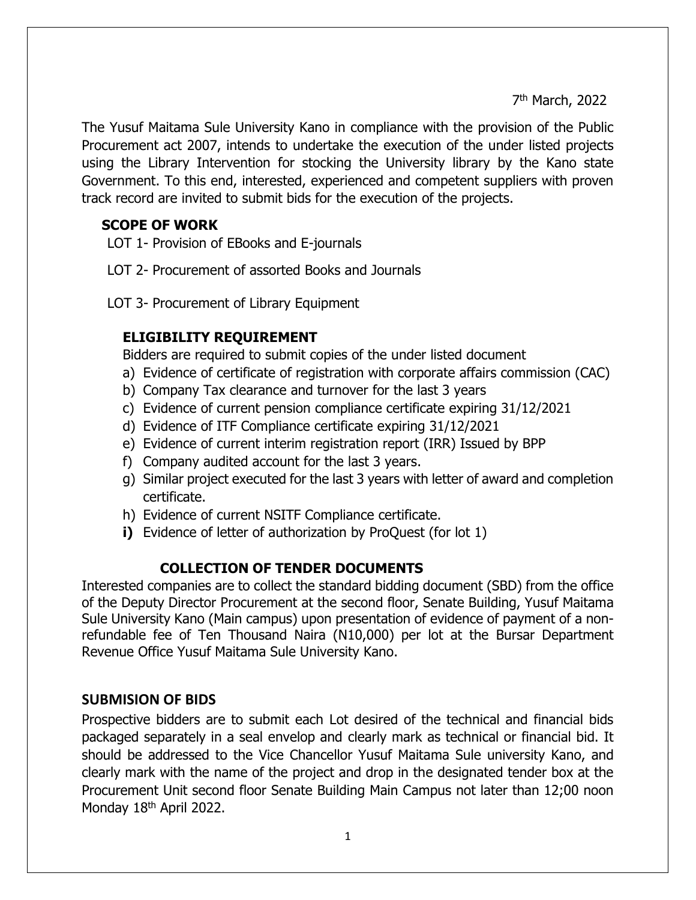7th March, 2022

The Yusuf Maitama Sule University Kano in compliance with the provision of the Public Procurement act 2007, intends to undertake the execution of the under listed projects using the Library Intervention for stocking the University library by the Kano state Government. To this end, interested, experienced and competent suppliers with proven track record are invited to submit bids for the execution of the projects.

## SCOPE OF WORK

LOT 1- Provision of EBooks and E-journals

LOT 2- Procurement of assorted Books and Journals

LOT 3- Procurement of Library Equipment

## ELIGIBILITY REQUIREMENT

Bidders are required to submit copies of the under listed document

a) Evidence of certificate of registration with corporate affairs commission (CAC)
b) Company Tax clearance and turnover for the last 3 years
c) Evidence of current pension compliance certificate expiring 31/12/2021
d) Evidence of ITF Compliance certificate expiring 31/12/2021
e) Evidence of current interim registration report (IRR) Issued by BPP
f) Company audited account for the last 3 years.
g) Similar project executed for the last 3 years with letter of award and completion certificate.
h) Evidence of current NSITF Compliance certificate.
**i)** Evidence of letter of authorization by ProQuest (for lot 1)

## COLLECTION OF TENDER DOCUMENTS

Interested companies are to collect the standard bidding document (SBD) from the office of the Deputy Director Procurement at the second floor, Senate Building, Yusuf Maitama Sule University Kano (Main campus) upon presentation of evidence of payment of a non-refundable fee of Ten Thousand Naira (N10,000) per lot at the Bursar Department Revenue Office Yusuf Maitama Sule University Kano.

## SUBMISION OF BIDS

Prospective bidders are to submit each Lot desired of the technical and financial bids packaged separately in a seal envelop and clearly mark as technical or financial bid. It should be addressed to the Vice Chancellor Yusuf Maitama Sule university Kano, and clearly mark with the name of the project and drop in the designated tender box at the Procurement Unit second floor Senate Building Main Campus not later than 12;00 noon Monday 18th April 2022.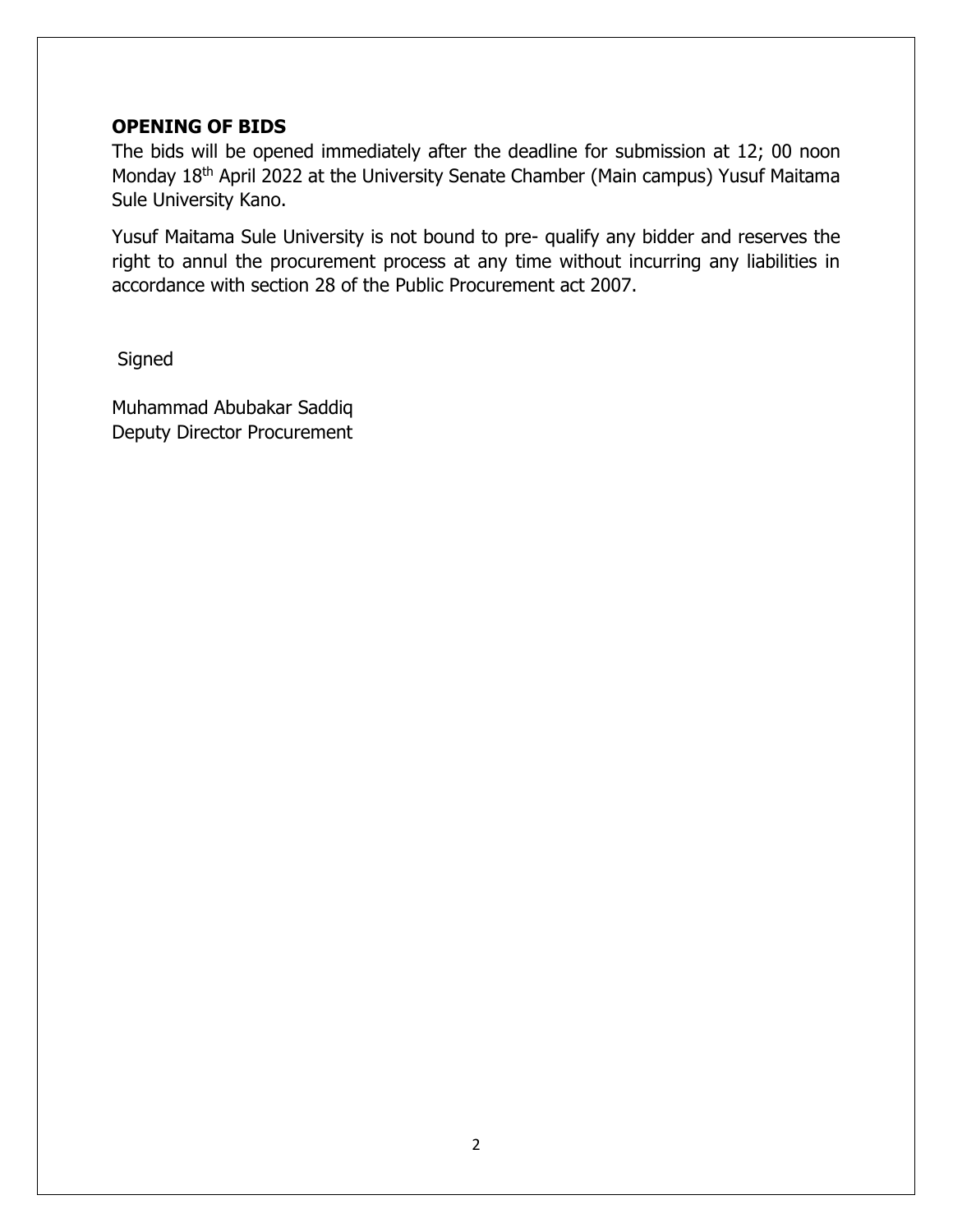**OPENING OF BIDS**

The bids will be opened immediately after the deadline for submission at 12; 00 noon Monday 18th April 2022 at the University Senate Chamber (Main campus) Yusuf Maitama Sule University Kano.

Yusuf Maitama Sule University is not bound to pre- qualify any bidder and reserves the right to annul the procurement process at any time without incurring any liabilities in accordance with section 28 of the Public Procurement act 2007.

Signed

Muhammad Abubakar Saddiq
Deputy Director Procurement